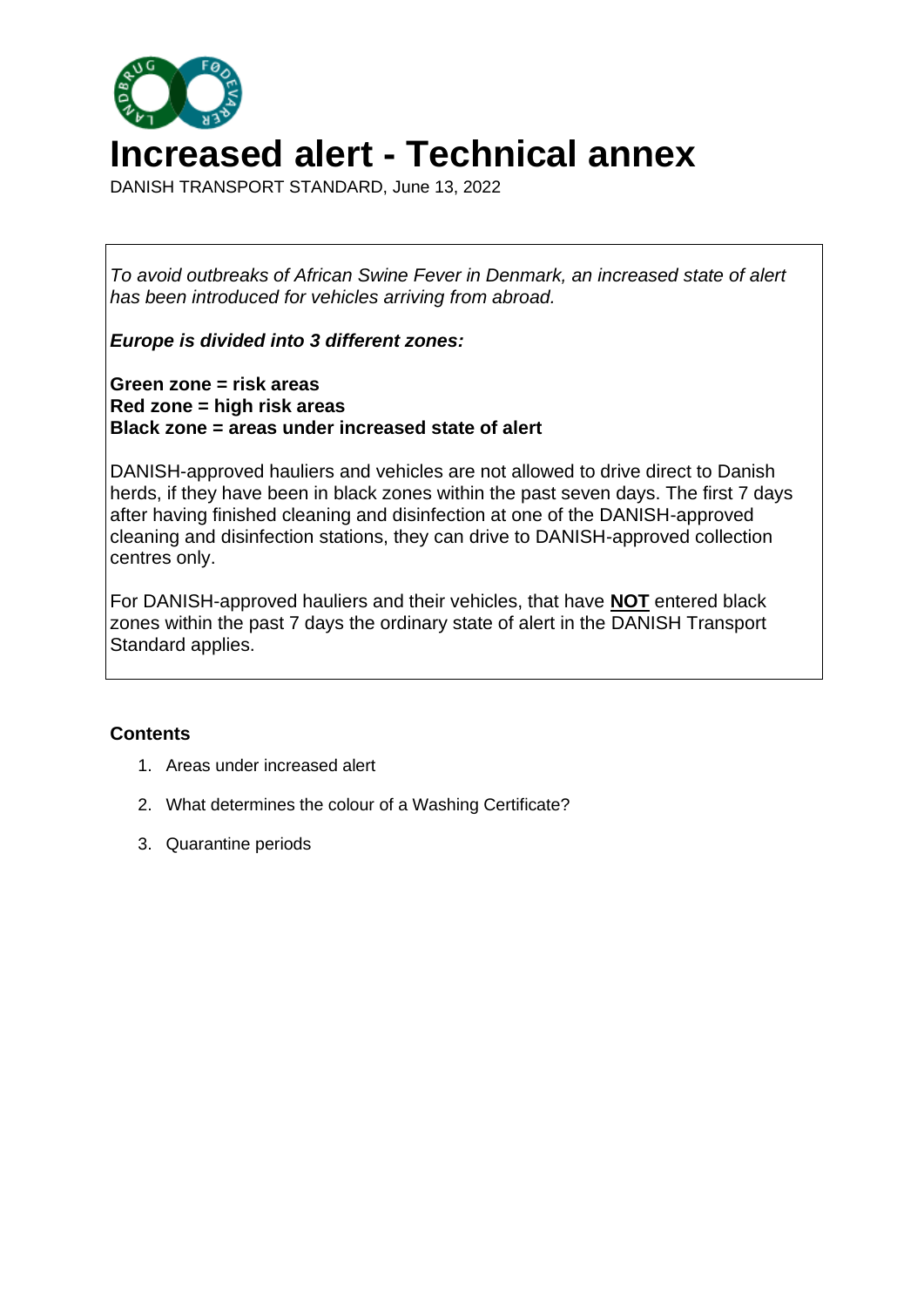# Increased alert - Technical annex

DANISH TRANSPORT STANDARD, June 13, 2022

*To avoid outbreaks of African Swine Fever in Denmark, an increased state of alert has been introduced for vehicles arriving from abroad.*

***Europe is divided into 3 different zones:***

**Green zone = risk areas**
**Red zone = high risk areas**
**Black zone = areas under increased state of alert**

DANISH-approved hauliers and vehicles are not allowed to drive direct to Danish herds, if they have been in black zones within the past seven days. The first 7 days after having finished cleaning and disinfection at one of the DANISH-approved cleaning and disinfection stations, they can drive to DANISH-approved collection centres only.

For DANISH-approved hauliers and their vehicles, that have **NOT** entered black zones within the past 7 days the ordinary state of alert in the DANISH Transport Standard applies.

**Contents**

1. Areas under increased alert
2. What determines the colour of a Washing Certificate?
3. Quarantine periods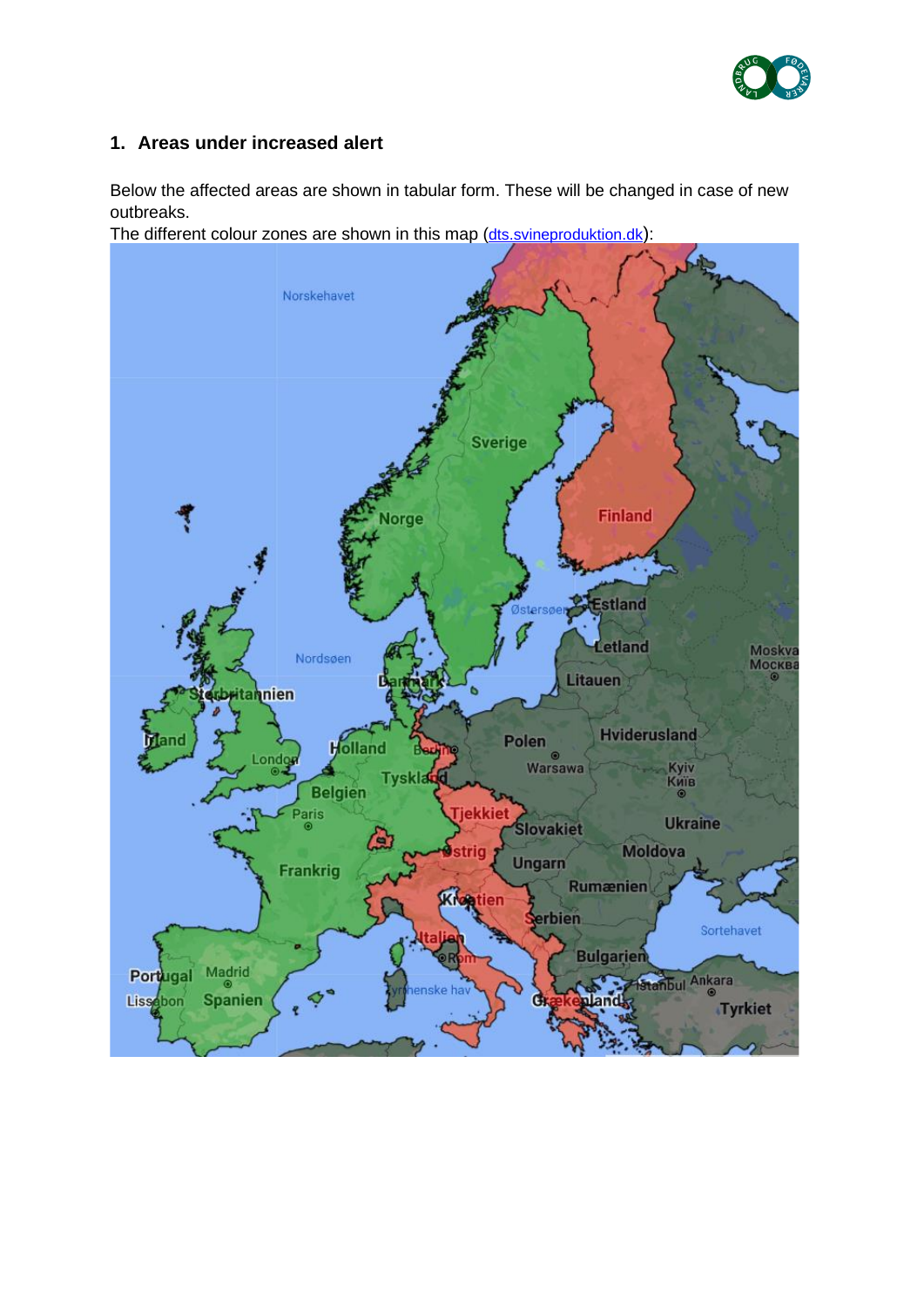## 1. Areas under increased alert

Below the affected areas are shown in tabular form. These will be changed in case of new outbreaks.

The different colour zones are shown in this map ([dts.svineproduktion.dk](dts.svineproduktion.dk)):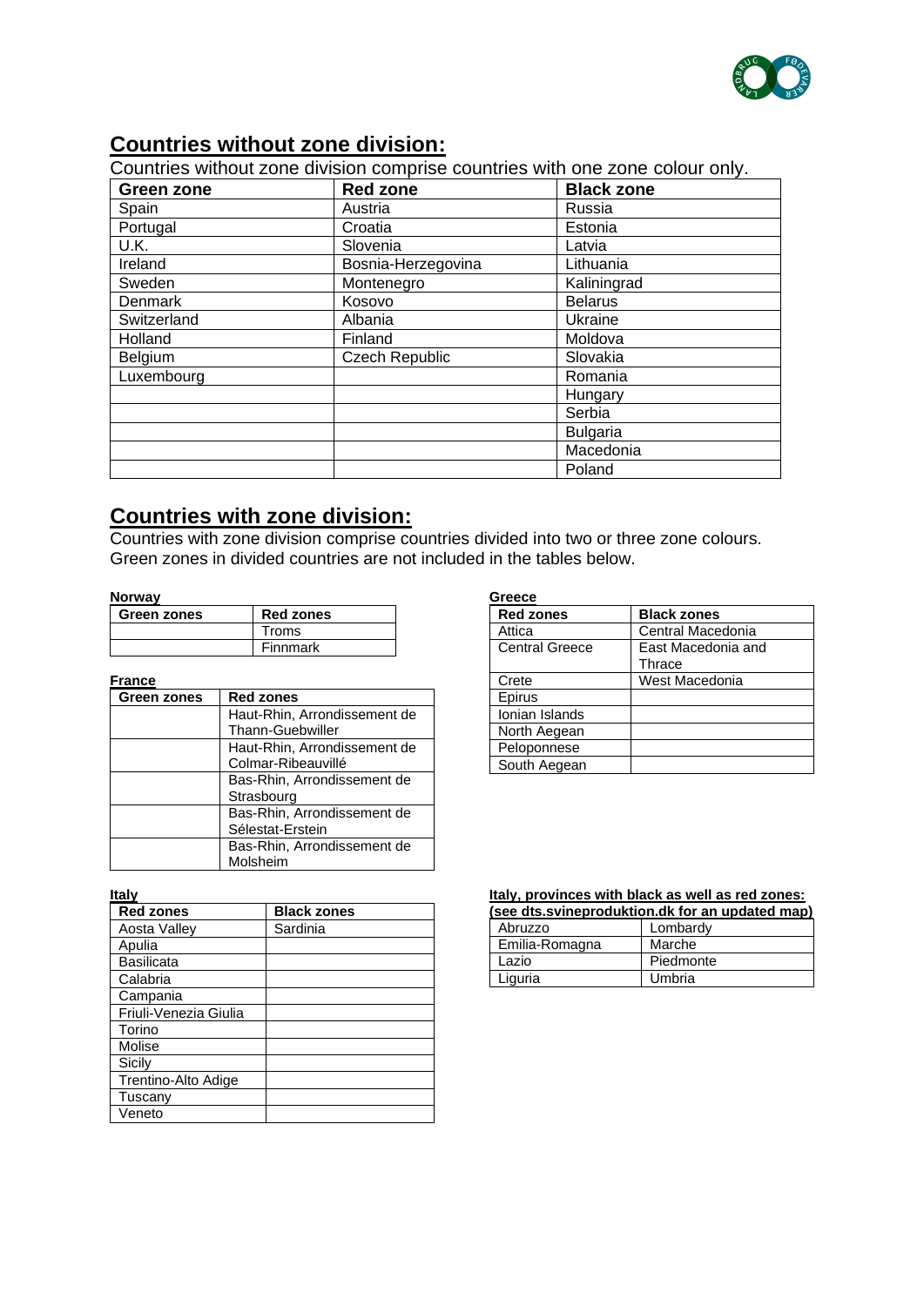## Countries without zone division:

Countries without zone division comprise countries with one zone colour only.

| Green zone | Red zone | Black zone |
|---|---|---|
| Spain | Austria | Russia |
| Portugal | Croatia | Estonia |
| U.K. | Slovenia | Latvia |
| Ireland | Bosnia-Herzegovina | Lithuania |
| Sweden | Montenegro | Kaliningrad |
| Denmark | Kosovo | Belarus |
| Switzerland | Albania | Ukraine |
| Holland | Finland | Moldova |
| Belgium | Czech Republic | Slovakia |
| Luxembourg | | Romania |
| | | Hungary |
| | | Serbia |
| | | Bulgaria |
| | | Macedonia |
| | | Poland |

## Countries with zone division:

Countries with zone division comprise countries divided into two or three zone colours. Green zones in divided countries are not included in the tables below.

**Norway**

| Green zones | Red zones |
|---|---|
| | Troms |
| | Finnmark |

**France**

| Green zones | Red zones |
|---|---|
| | Haut-Rhin, Arrondissement de Thann-Guebwiller |
| | Haut-Rhin, Arrondissement de Colmar-Ribeauvillé |
| | Bas-Rhin, Arrondissement de Strasbourg |
| | Bas-Rhin, Arrondissement de Sélestat-Erstein |
| | Bas-Rhin, Arrondissement de Molsheim |

**Greece**

| Red zones | Black zones |
|---|---|
| Attica | Central Macedonia |
| Central Greece | East Macedonia and Thrace |
| Crete | West Macedonia |
| Epirus | |
| Ionian Islands | |
| North Aegean | |
| Peloponnese | |
| South Aegean | |

**Italy**

| Red zones | Black zones |
|---|---|
| Aosta Valley | Sardinia |
| Apulia | |
| Basilicata | |
| Calabria | |
| Campania | |
| Friuli-Venezia Giulia | |
| Torino | |
| Molise | |
| Sicily | |
| Trentino-Alto Adige | |
| Tuscany | |
| Veneto | |

**Italy, provinces with black as well as red zones: (see dts.svineproduktion.dk for an updated map)**

| | |
|---|---|
| Abruzzo | Lombardy |
| Emilia-Romagna | Marche |
| Lazio | Piedmonte |
| Liguria | Umbria |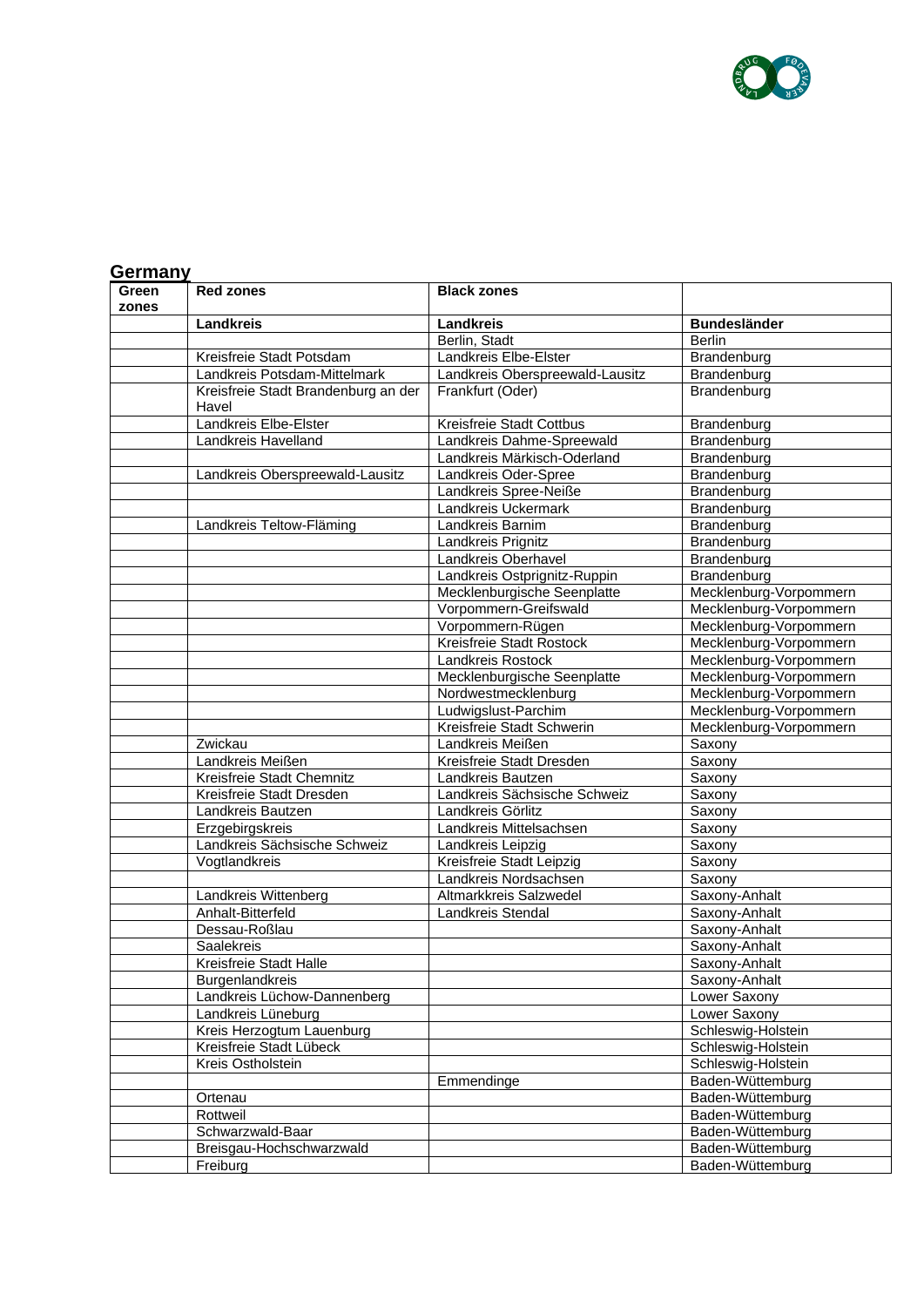## Germany

| Green zones | Red zones | Black zones | |
|---|---|---|---|
| | **Landkreis** | **Landkreis** | **Bundesländer** |
| | | Berlin, Stadt | Berlin |
| | Kreisfreie Stadt Potsdam | Landkreis Elbe-Elster | Brandenburg |
| | Landkreis Potsdam-Mittelmark | Landkreis Oberspreewald-Lausitz | Brandenburg |
| | Kreisfreie Stadt Brandenburg an der Havel | Frankfurt (Oder) | Brandenburg |
| | Landkreis Elbe-Elster | Kreisfreie Stadt Cottbus | Brandenburg |
| | Landkreis Havelland | Landkreis Dahme-Spreewald | Brandenburg |
| | | Landkreis Märkisch-Oderland | Brandenburg |
| | Landkreis Oberspreewald-Lausitz | Landkreis Oder-Spree | Brandenburg |
| | | Landkreis Spree-Neiße | Brandenburg |
| | | Landkreis Uckermark | Brandenburg |
| | Landkreis Teltow-Fläming | Landkreis Barnim | Brandenburg |
| | | Landkreis Prignitz | Brandenburg |
| | | Landkreis Oberhavel | Brandenburg |
| | | Landkreis Ostprignitz-Ruppin | Brandenburg |
| | | Mecklenburgische Seenplatte | Mecklenburg-Vorpommern |
| | | Vorpommern-Greifswald | Mecklenburg-Vorpommern |
| | | Vorpommern-Rügen | Mecklenburg-Vorpommern |
| | | Kreisfreie Stadt Rostock | Mecklenburg-Vorpommern |
| | | Landkreis Rostock | Mecklenburg-Vorpommern |
| | | Mecklenburgische Seenplatte | Mecklenburg-Vorpommern |
| | | Nordwestmecklenburg | Mecklenburg-Vorpommern |
| | | Ludwigslust-Parchim | Mecklenburg-Vorpommern |
| | | Kreisfreie Stadt Schwerin | Mecklenburg-Vorpommern |
| | Zwickau | Landkreis Meißen | Saxony |
| | Landkreis Meißen | Kreisfreie Stadt Dresden | Saxony |
| | Kreisfreie Stadt Chemnitz | Landkreis Bautzen | Saxony |
| | Kreisfreie Stadt Dresden | Landkreis Sächsische Schweiz | Saxony |
| | Landkreis Bautzen | Landkreis Görlitz | Saxony |
| | Erzgebirgskreis | Landkreis Mittelsachsen | Saxony |
| | Landkreis Sächsische Schweiz | Landkreis Leipzig | Saxony |
| | Vogtlandkreis | Kreisfreie Stadt Leipzig | Saxony |
| | | Landkreis Nordsachsen | Saxony |
| | Landkreis Wittenberg | Altmarkkreis Salzwedel | Saxony-Anhalt |
| | Anhalt-Bitterfeld | Landkreis Stendal | Saxony-Anhalt |
| | Dessau-Roßlau | | Saxony-Anhalt |
| | Saalekreis | | Saxony-Anhalt |
| | Kreisfreie Stadt Halle | | Saxony-Anhalt |
| | Burgenlandkreis | | Saxony-Anhalt |
| | Landkreis Lüchow-Dannenberg | | Lower Saxony |
| | Landkreis Lüneburg | | Lower Saxony |
| | Kreis Herzogtum Lauenburg | | Schleswig-Holstein |
| | Kreisfreie Stadt Lübeck | | Schleswig-Holstein |
| | Kreis Ostholstein | | Schleswig-Holstein |
| | | Emmendinge | Baden-Wüttemburg |
| | Ortenau | | Baden-Wüttemburg |
| | Rottweil | | Baden-Wüttemburg |
| | Schwarzwald-Baar | | Baden-Wüttemburg |
| | Breisgau-Hochschwarzwald | | Baden-Wüttemburg |
| | Freiburg | | Baden-Wüttemburg |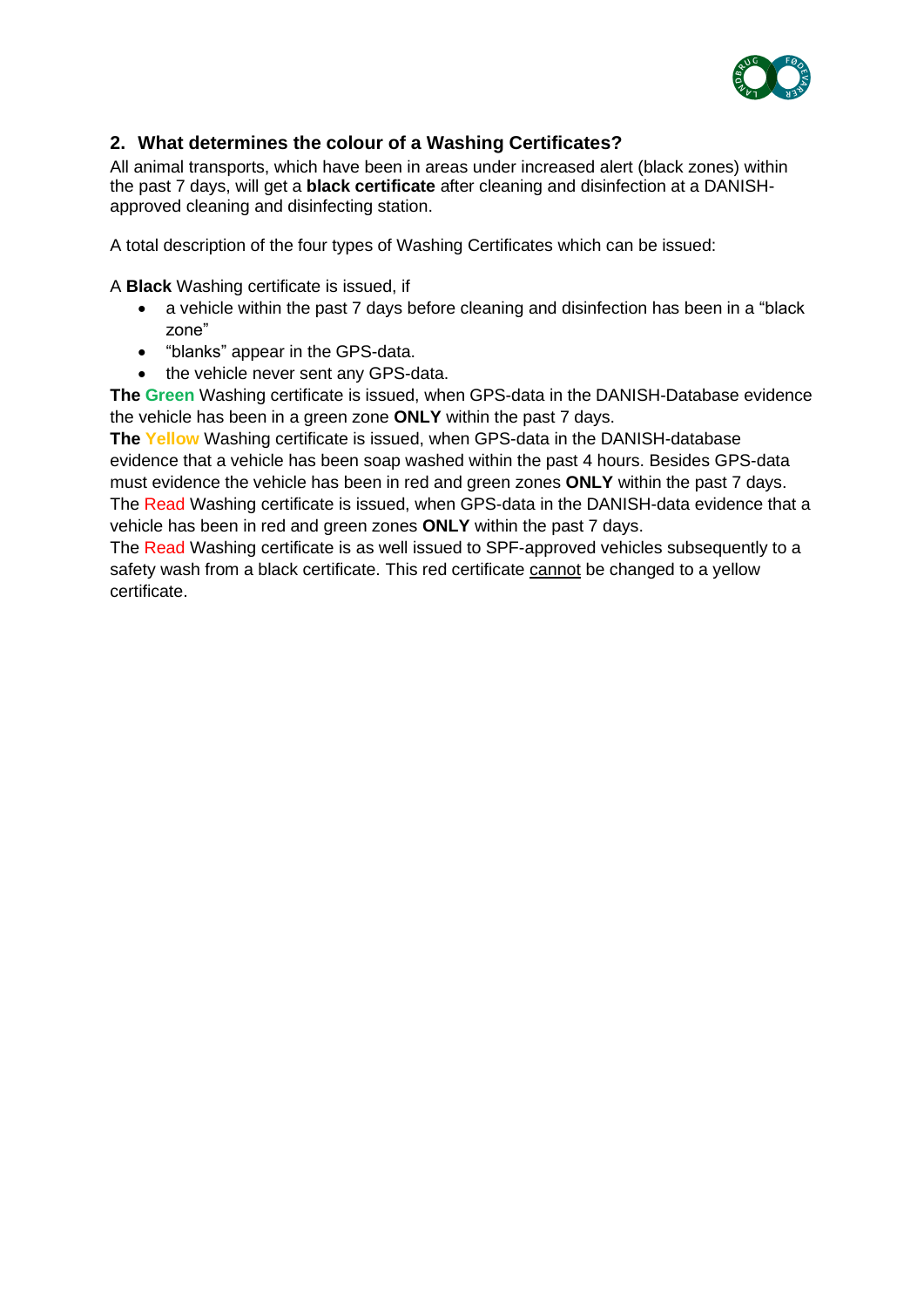## 2. What determines the colour of a Washing Certificates?

All animal transports, which have been in areas under increased alert (black zones) within the past 7 days, will get a **black certificate** after cleaning and disinfection at a DANISH-approved cleaning and disinfecting station.

A total description of the four types of Washing Certificates which can be issued:

A **Black** Washing certificate is issued, if

- a vehicle within the past 7 days before cleaning and disinfection has been in a "black zone"
- "blanks" appear in the GPS-data.
- the vehicle never sent any GPS-data.

**The Green** Washing certificate is issued, when GPS-data in the DANISH-Database evidence the vehicle has been in a green zone **ONLY** within the past 7 days.

**The Yellow** Washing certificate is issued, when GPS-data in the DANISH-database evidence that a vehicle has been soap washed within the past 4 hours. Besides GPS-data must evidence the vehicle has been in red and green zones **ONLY** within the past 7 days.

The Read Washing certificate is issued, when GPS-data in the DANISH-data evidence that a vehicle has been in red and green zones **ONLY** within the past 7 days.

The Read Washing certificate is as well issued to SPF-approved vehicles subsequently to a safety wash from a black certificate. This red certificate cannot be changed to a yellow certificate.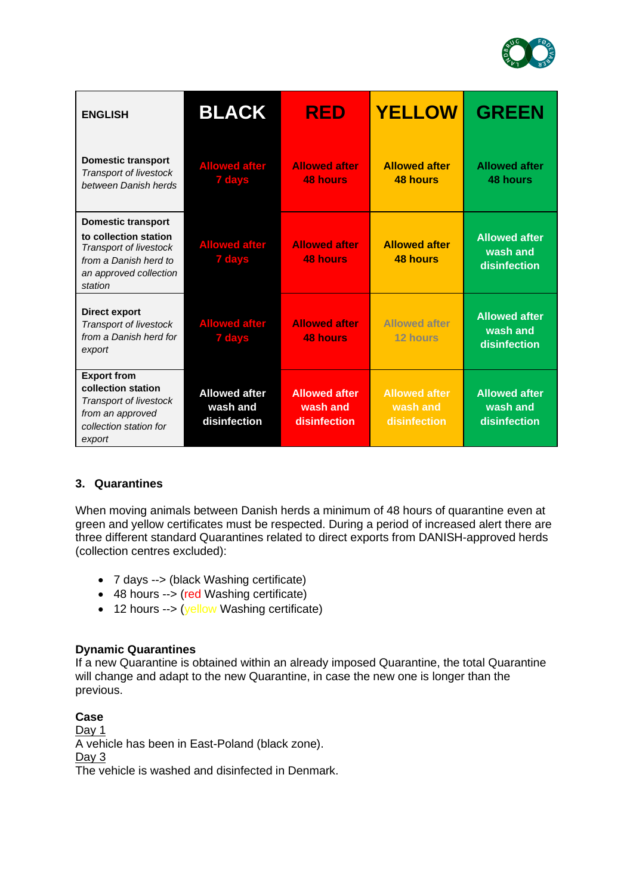| ENGLISH | BLACK | RED | YELLOW | GREEN |
|---|---|---|---|---|
| **Domestic transport** *Transport of livestock between Danish herds* | Allowed after 7 days | Allowed after 48 hours | Allowed after 48 hours | Allowed after 48 hours |
| **Domestic transport to collection station** *Transport of livestock from a Danish herd to an approved collection station* | Allowed after 7 days | Allowed after 48 hours | Allowed after 48 hours | Allowed after wash and disinfection |
| **Direct export** *Transport of livestock from a Danish herd for export* | Allowed after 7 days | Allowed after 48 hours | Allowed after 12 hours | Allowed after wash and disinfection |
| **Export from collection station** *Transport of livestock from an approved collection station for export* | Allowed after wash and disinfection | Allowed after wash and disinfection | Allowed after wash and disinfection | Allowed after wash and disinfection |

## 3. Quarantines

When moving animals between Danish herds a minimum of 48 hours of quarantine even at green and yellow certificates must be respected. During a period of increased alert there are three different standard Quarantines related to direct exports from DANISH-approved herds (collection centres excluded):

- 7 days --> (black Washing certificate)
- 48 hours --> (red Washing certificate)
- 12 hours --> (yellow Washing certificate)

**Dynamic Quarantines**
If a new Quarantine is obtained within an already imposed Quarantine, the total Quarantine will change and adapt to the new Quarantine, in case the new one is longer than the previous.

**Case**
Day 1
A vehicle has been in East-Poland (black zone).
Day 3
The vehicle is washed and disinfected in Denmark.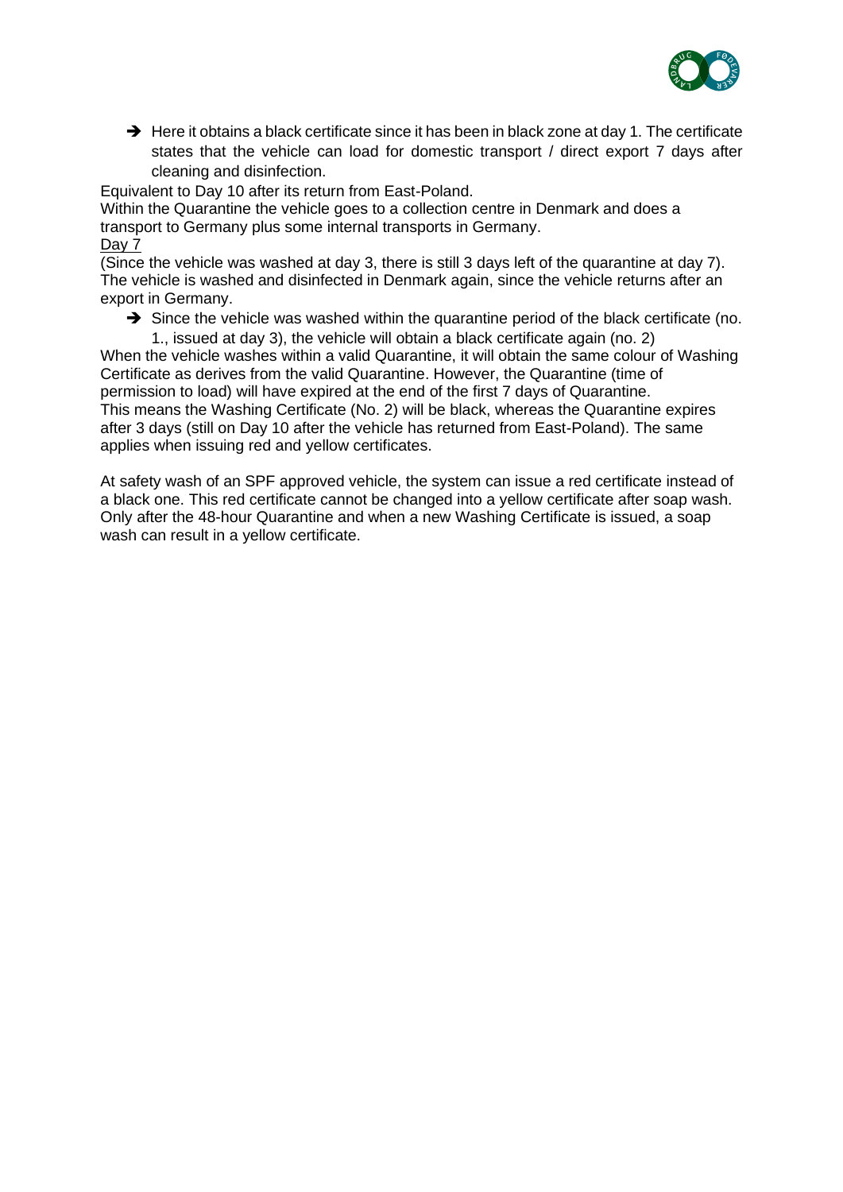- → Here it obtains a black certificate since it has been in black zone at day 1. The certificate states that the vehicle can load for domestic transport / direct export 7 days after cleaning and disinfection.

Equivalent to Day 10 after its return from East-Poland.
Within the Quarantine the vehicle goes to a collection centre in Denmark and does a transport to Germany plus some internal transports in Germany.

<u>Day 7</u>

(Since the vehicle was washed at day 3, there is still 3 days left of the quarantine at day 7). The vehicle is washed and disinfected in Denmark again, since the vehicle returns after an export in Germany.

- → Since the vehicle was washed within the quarantine period of the black certificate (no. 1., issued at day 3), the vehicle will obtain a black certificate again (no. 2)

When the vehicle washes within a valid Quarantine, it will obtain the same colour of Washing Certificate as derives from the valid Quarantine. However, the Quarantine (time of permission to load) will have expired at the end of the first 7 days of Quarantine.
This means the Washing Certificate (No. 2) will be black, whereas the Quarantine expires after 3 days (still on Day 10 after the vehicle has returned from East-Poland). The same applies when issuing red and yellow certificates.

At safety wash of an SPF approved vehicle, the system can issue a red certificate instead of a black one. This red certificate cannot be changed into a yellow certificate after soap wash. Only after the 48-hour Quarantine and when a new Washing Certificate is issued, a soap wash can result in a yellow certificate.